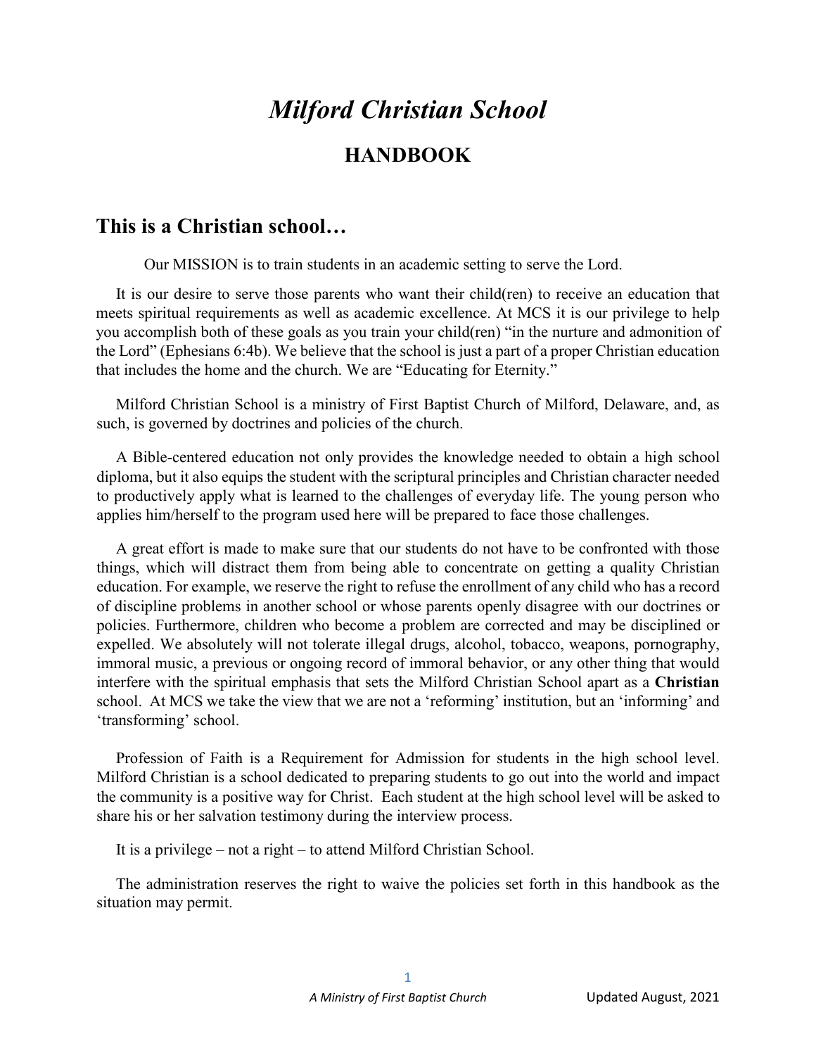# *Milford Christian School*

## HANDBOOK

## This is a Christian school…

Our MISSION is to train students in an academic setting to serve the Lord.

It is our desire to serve those parents who want their child(ren) to receive an education that meets spiritual requirements as well as academic excellence. At MCS it is our privilege to help you accomplish both of these goals as you train your child(ren) "in the nurture and admonition of the Lord" (Ephesians 6:4b). We believe that the school is just a part of a proper Christian education that includes the home and the church. We are "Educating for Eternity."

Milford Christian School is a ministry of First Baptist Church of Milford, Delaware, and, as such, is governed by doctrines and policies of the church.

A Bible-centered education not only provides the knowledge needed to obtain a high school diploma, but it also equips the student with the scriptural principles and Christian character needed to productively apply what is learned to the challenges of everyday life. The young person who applies him/herself to the program used here will be prepared to face those challenges.

A great effort is made to make sure that our students do not have to be confronted with those things, which will distract them from being able to concentrate on getting a quality Christian education. For example, we reserve the right to refuse the enrollment of any child who has a record of discipline problems in another school or whose parents openly disagree with our doctrines or policies. Furthermore, children who become a problem are corrected and may be disciplined or expelled. We absolutely will not tolerate illegal drugs, alcohol, tobacco, weapons, pornography, immoral music, a previous or ongoing record of immoral behavior, or any other thing that would interfere with the spiritual emphasis that sets the Milford Christian School apart as a **Christian** school. At MCS we take the view that we are not a 'reforming' institution, but an 'informing' and 'transforming' school.

Profession of Faith is a Requirement for Admission for students in the high school level. Milford Christian is a school dedicated to preparing students to go out into the world and impact the community is a positive way for Christ. Each student at the high school level will be asked to share his or her salvation testimony during the interview process.

It is a privilege – not a right – to attend Milford Christian School.

The administration reserves the right to waive the policies set forth in this handbook as the situation may permit.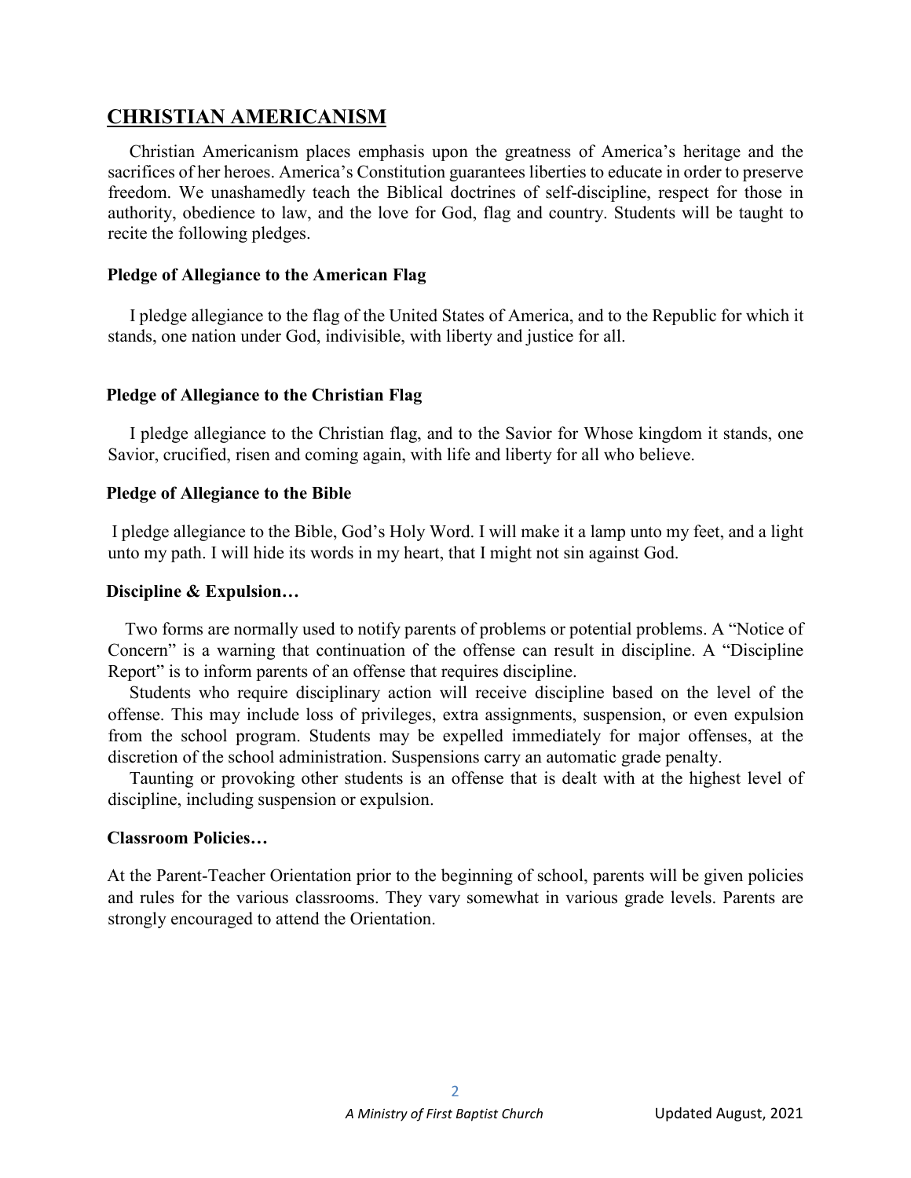## CHRISTIAN AMERICANISM

Christian Americanism places emphasis upon the greatness of America's heritage and the sacrifices of her heroes. America's Constitution guarantees liberties to educate in order to preserve freedom. We unashamedly teach the Biblical doctrines of self-discipline, respect for those in authority, obedience to law, and the love for God, flag and country. Students will be taught to recite the following pledges.

**Pledge of Allegiance to the American Flag**

I pledge allegiance to the flag of the United States of America, and to the Republic for which it stands, one nation under God, indivisible, with liberty and justice for all.

**Pledge of Allegiance to the Christian Flag**

I pledge allegiance to the Christian flag, and to the Savior for Whose kingdom it stands, one Savior, crucified, risen and coming again, with life and liberty for all who believe.

**Pledge of Allegiance to the Bible**

I pledge allegiance to the Bible, God's Holy Word. I will make it a lamp unto my feet, and a light unto my path. I will hide its words in my heart, that I might not sin against God.

**Discipline & Expulsion…**

Two forms are normally used to notify parents of problems or potential problems. A "Notice of Concern" is a warning that continuation of the offense can result in discipline. A "Discipline Report" is to inform parents of an offense that requires discipline.

Students who require disciplinary action will receive discipline based on the level of the offense. This may include loss of privileges, extra assignments, suspension, or even expulsion from the school program. Students may be expelled immediately for major offenses, at the discretion of the school administration. Suspensions carry an automatic grade penalty.

Taunting or provoking other students is an offense that is dealt with at the highest level of discipline, including suspension or expulsion.

**Classroom Policies…**

At the Parent-Teacher Orientation prior to the beginning of school, parents will be given policies and rules for the various classrooms. They vary somewhat in various grade levels. Parents are strongly encouraged to attend the Orientation.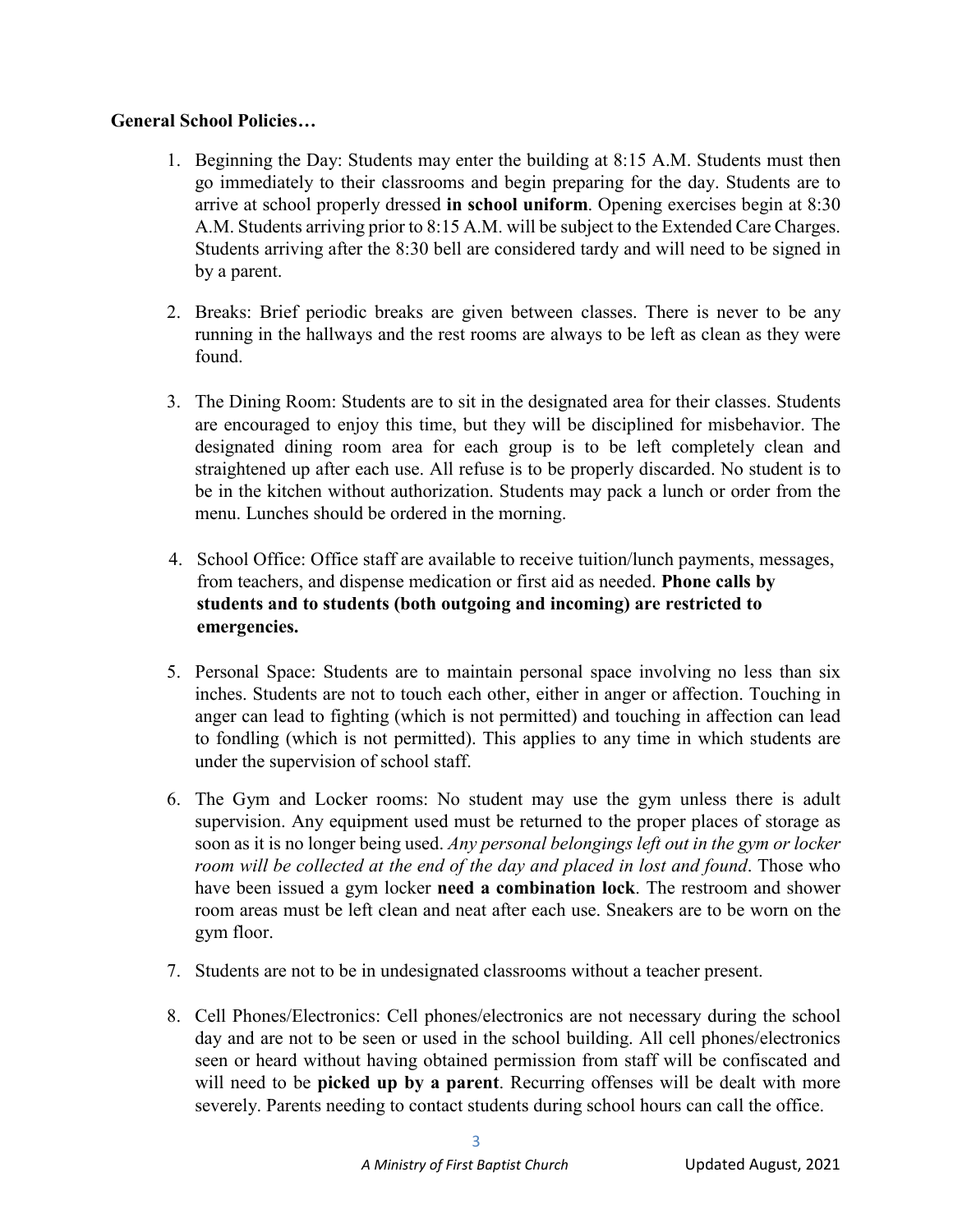**General School Policies…**

1. Beginning the Day: Students may enter the building at 8:15 A.M. Students must then go immediately to their classrooms and begin preparing for the day. Students are to arrive at school properly dressed **in school uniform**. Opening exercises begin at 8:30 A.M. Students arriving prior to 8:15 A.M. will be subject to the Extended Care Charges. Students arriving after the 8:30 bell are considered tardy and will need to be signed in by a parent.

2. Breaks: Brief periodic breaks are given between classes. There is never to be any running in the hallways and the rest rooms are always to be left as clean as they were found.

3. The Dining Room: Students are to sit in the designated area for their classes. Students are encouraged to enjoy this time, but they will be disciplined for misbehavior. The designated dining room area for each group is to be left completely clean and straightened up after each use. All refuse is to be properly discarded. No student is to be in the kitchen without authorization. Students may pack a lunch or order from the menu. Lunches should be ordered in the morning.

4. School Office: Office staff are available to receive tuition/lunch payments, messages, from teachers, and dispense medication or first aid as needed. **Phone calls by students and to students (both outgoing and incoming) are restricted to emergencies.**

5. Personal Space: Students are to maintain personal space involving no less than six inches. Students are not to touch each other, either in anger or affection. Touching in anger can lead to fighting (which is not permitted) and touching in affection can lead to fondling (which is not permitted). This applies to any time in which students are under the supervision of school staff.

6. The Gym and Locker rooms: No student may use the gym unless there is adult supervision. Any equipment used must be returned to the proper places of storage as soon as it is no longer being used. *Any personal belongings left out in the gym or locker room will be collected at the end of the day and placed in lost and found*. Those who have been issued a gym locker **need a combination lock**. The restroom and shower room areas must be left clean and neat after each use. Sneakers are to be worn on the gym floor.

7. Students are not to be in undesignated classrooms without a teacher present.

8. Cell Phones/Electronics: Cell phones/electronics are not necessary during the school day and are not to be seen or used in the school building. All cell phones/electronics seen or heard without having obtained permission from staff will be confiscated and will need to be **picked up by a parent**. Recurring offenses will be dealt with more severely. Parents needing to contact students during school hours can call the office.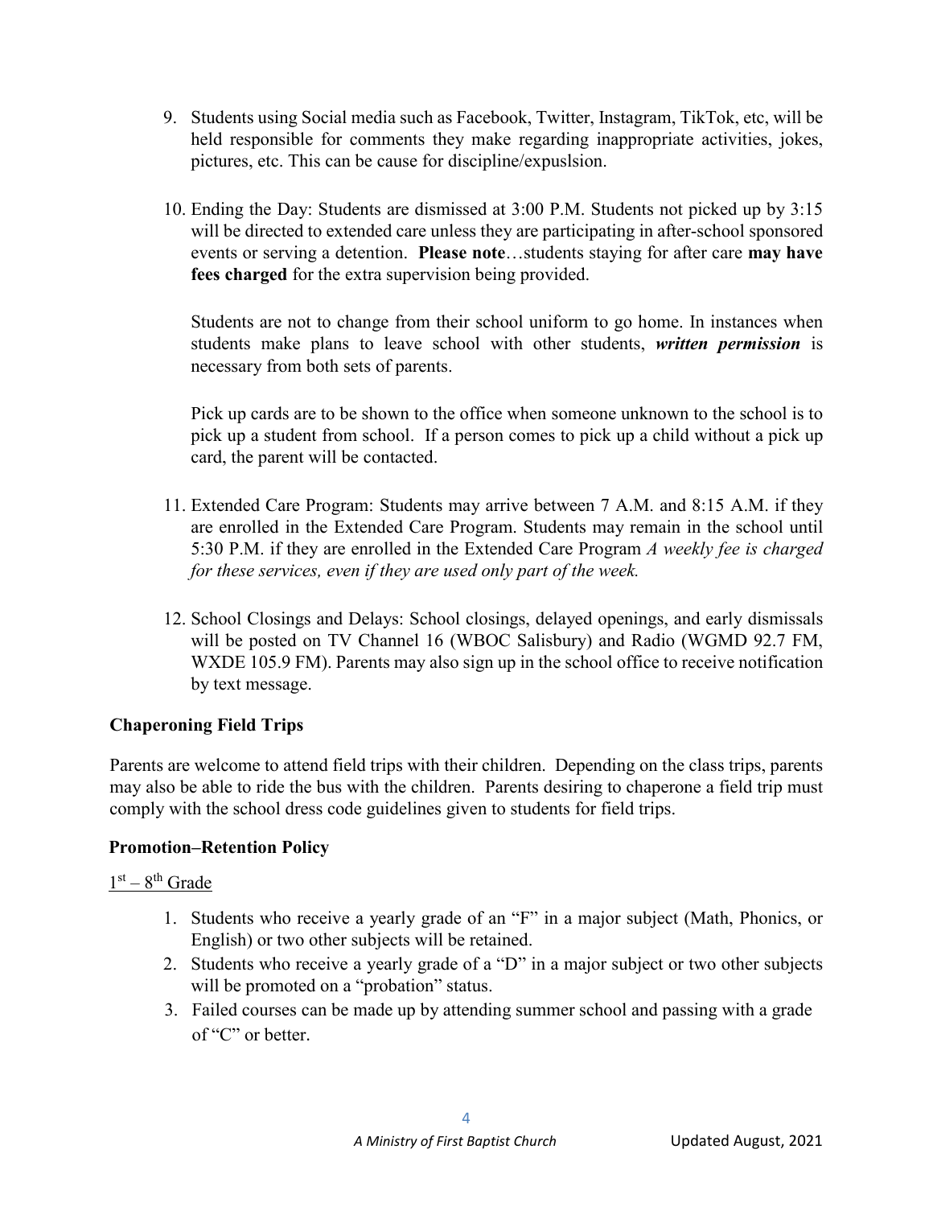9. Students using Social media such as Facebook, Twitter, Instagram, TikTok, etc, will be held responsible for comments they make regarding inappropriate activities, jokes, pictures, etc. This can be cause for discipline/expuslsion.

10. Ending the Day: Students are dismissed at 3:00 P.M. Students not picked up by 3:15 will be directed to extended care unless they are participating in after-school sponsored events or serving a detention. **Please note**…students staying for after care **may have fees charged** for the extra supervision being provided.

    Students are not to change from their school uniform to go home. In instances when students make plans to leave school with other students, ***written permission*** is necessary from both sets of parents.

    Pick up cards are to be shown to the office when someone unknown to the school is to pick up a student from school. If a person comes to pick up a child without a pick up card, the parent will be contacted.

11. Extended Care Program: Students may arrive between 7 A.M. and 8:15 A.M. if they are enrolled in the Extended Care Program. Students may remain in the school until 5:30 P.M. if they are enrolled in the Extended Care Program *A weekly fee is charged for these services, even if they are used only part of the week.*

12. School Closings and Delays: School closings, delayed openings, and early dismissals will be posted on TV Channel 16 (WBOC Salisbury) and Radio (WGMD 92.7 FM, WXDE 105.9 FM). Parents may also sign up in the school office to receive notification by text message.

**Chaperoning Field Trips**

Parents are welcome to attend field trips with their children. Depending on the class trips, parents may also be able to ride the bus with the children. Parents desiring to chaperone a field trip must comply with the school dress code guidelines given to students for field trips.

**Promotion–Retention Policy**

1st – 8th Grade

1. Students who receive a yearly grade of an "F" in a major subject (Math, Phonics, or English) or two other subjects will be retained.
2. Students who receive a yearly grade of a "D" in a major subject or two other subjects will be promoted on a "probation" status.
3. Failed courses can be made up by attending summer school and passing with a grade of "C" or better.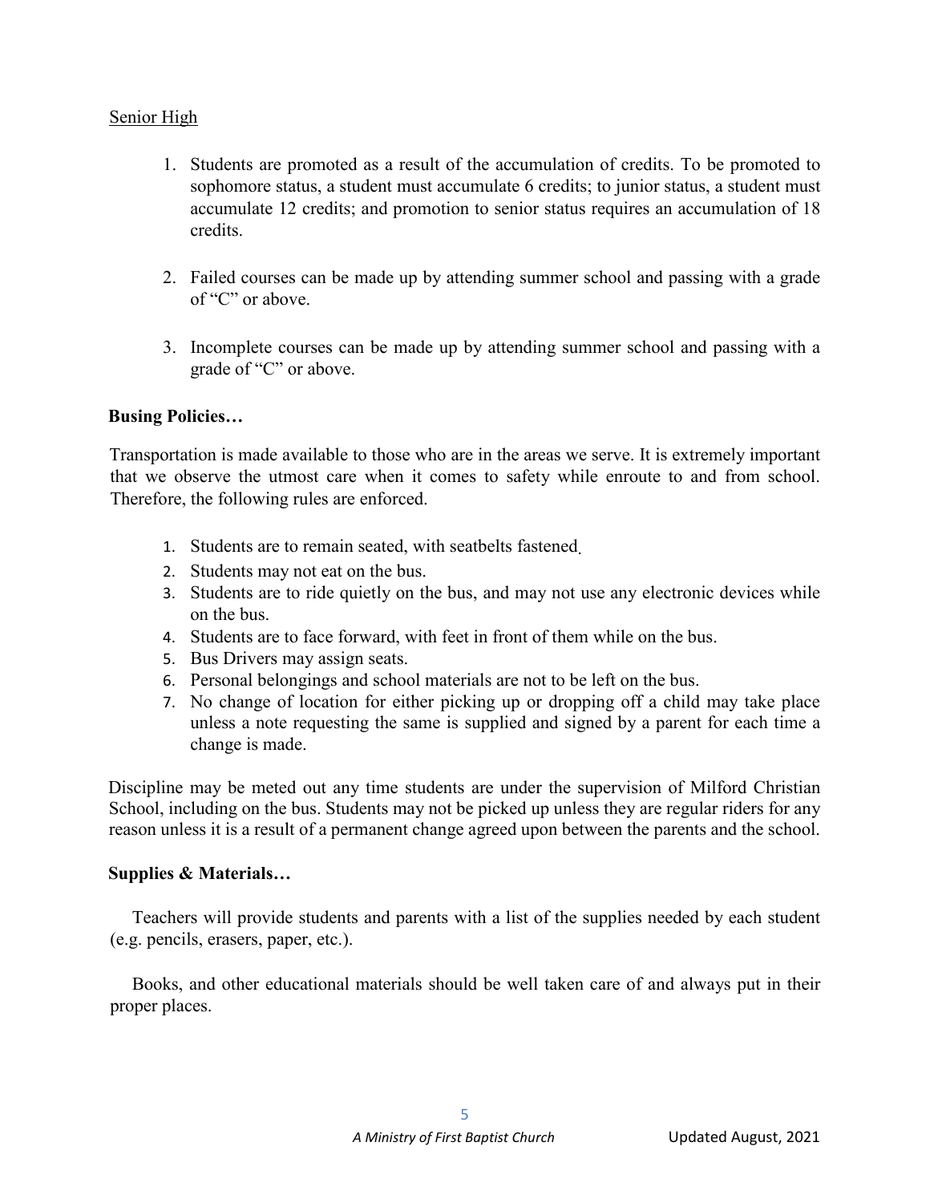Senior High

1. Students are promoted as a result of the accumulation of credits. To be promoted to sophomore status, a student must accumulate 6 credits; to junior status, a student must accumulate 12 credits; and promotion to senior status requires an accumulation of 18 credits.

2. Failed courses can be made up by attending summer school and passing with a grade of "C" or above.

3. Incomplete courses can be made up by attending summer school and passing with a grade of "C" or above.

**Busing Policies…**

Transportation is made available to those who are in the areas we serve. It is extremely important that we observe the utmost care when it comes to safety while enroute to and from school. Therefore, the following rules are enforced.

1. Students are to remain seated, with seatbelts fastened.
2. Students may not eat on the bus.
3. Students are to ride quietly on the bus, and may not use any electronic devices while on the bus.
4. Students are to face forward, with feet in front of them while on the bus.
5. Bus Drivers may assign seats.
6. Personal belongings and school materials are not to be left on the bus.
7. No change of location for either picking up or dropping off a child may take place unless a note requesting the same is supplied and signed by a parent for each time a change is made.

Discipline may be meted out any time students are under the supervision of Milford Christian School, including on the bus. Students may not be picked up unless they are regular riders for any reason unless it is a result of a permanent change agreed upon between the parents and the school.

**Supplies & Materials…**

Teachers will provide students and parents with a list of the supplies needed by each student (e.g. pencils, erasers, paper, etc.).

Books, and other educational materials should be well taken care of and always put in their proper places.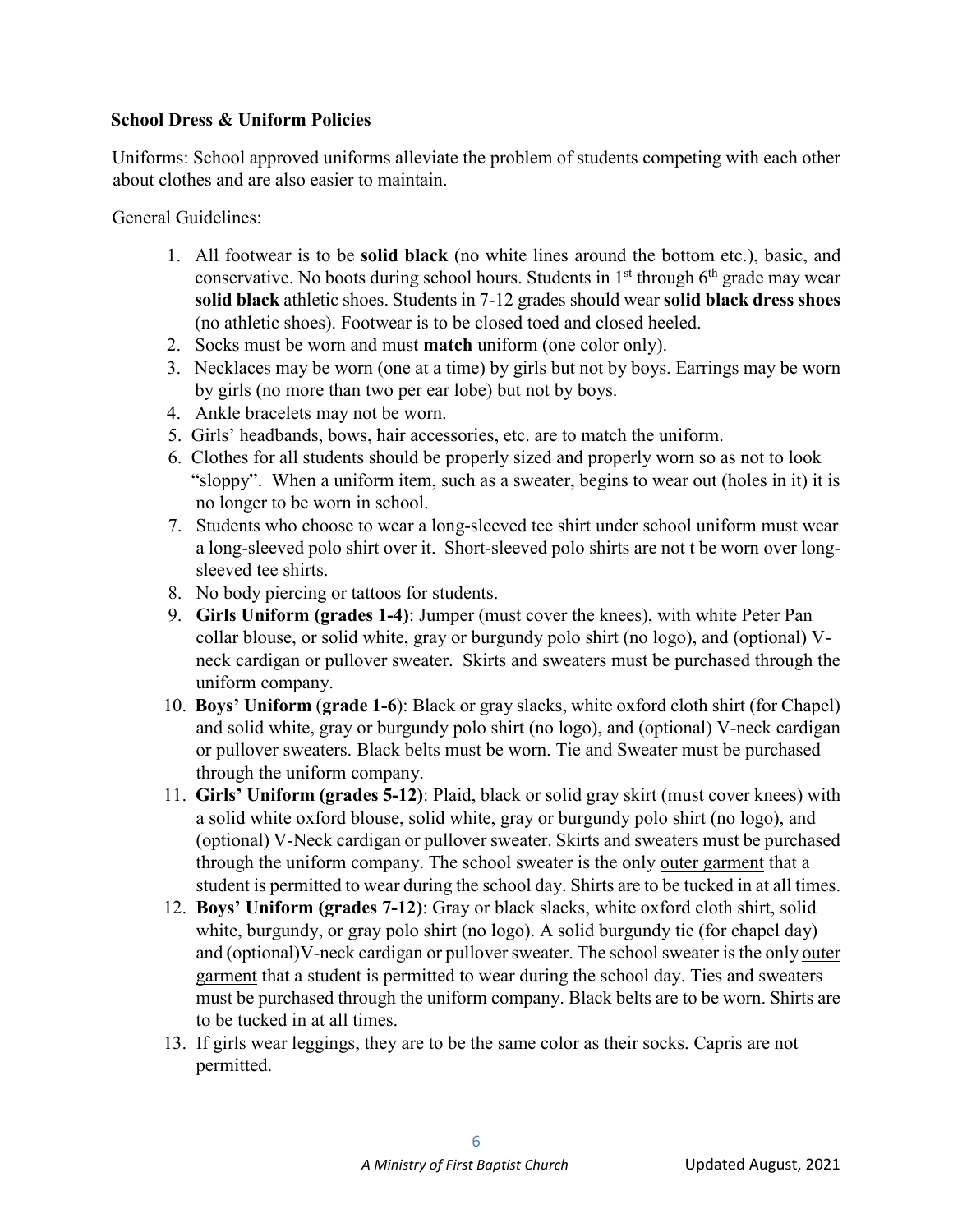## School Dress & Uniform Policies

Uniforms: School approved uniforms alleviate the problem of students competing with each other about clothes and are also easier to maintain.

General Guidelines:

1. All footwear is to be **solid black** (no white lines around the bottom etc.), basic, and conservative. No boots during school hours. Students in 1st through 6th grade may wear **solid black** athletic shoes. Students in 7-12 grades should wear **solid black dress shoes** (no athletic shoes). Footwear is to be closed toed and closed heeled.
2. Socks must be worn and must **match** uniform (one color only).
3. Necklaces may be worn (one at a time) by girls but not by boys. Earrings may be worn by girls (no more than two per ear lobe) but not by boys.
4. Ankle bracelets may not be worn.
5. Girls' headbands, bows, hair accessories, etc. are to match the uniform.
6. Clothes for all students should be properly sized and properly worn so as not to look "sloppy". When a uniform item, such as a sweater, begins to wear out (holes in it) it is no longer to be worn in school.
7. Students who choose to wear a long-sleeved tee shirt under school uniform must wear a long-sleeved polo shirt over it. Short-sleeved polo shirts are not t be worn over long-sleeved tee shirts.
8. No body piercing or tattoos for students.
9. **Girls Uniform (grades 1-4)**: Jumper (must cover the knees), with white Peter Pan collar blouse, or solid white, gray or burgundy polo shirt (no logo), and (optional) V-neck cardigan or pullover sweater. Skirts and sweaters must be purchased through the uniform company.
10. **Boys' Uniform** (**grade 1-6**): Black or gray slacks, white oxford cloth shirt (for Chapel) and solid white, gray or burgundy polo shirt (no logo), and (optional) V-neck cardigan or pullover sweaters. Black belts must be worn. Tie and Sweater must be purchased through the uniform company.
11. **Girls' Uniform (grades 5-12)**: Plaid, black or solid gray skirt (must cover knees) with a solid white oxford blouse, solid white, gray or burgundy polo shirt (no logo), and (optional) V-Neck cardigan or pullover sweater. Skirts and sweaters must be purchased through the uniform company. The school sweater is the only outer garment that a student is permitted to wear during the school day. Shirts are to be tucked in at all times.
12. **Boys' Uniform (grades 7-12)**: Gray or black slacks, white oxford cloth shirt, solid white, burgundy, or gray polo shirt (no logo). A solid burgundy tie (for chapel day) and (optional)V-neck cardigan or pullover sweater. The school sweater is the only outer garment that a student is permitted to wear during the school day. Ties and sweaters must be purchased through the uniform company. Black belts are to be worn. Shirts are to be tucked in at all times.
13. If girls wear leggings, they are to be the same color as their socks. Capris are not permitted.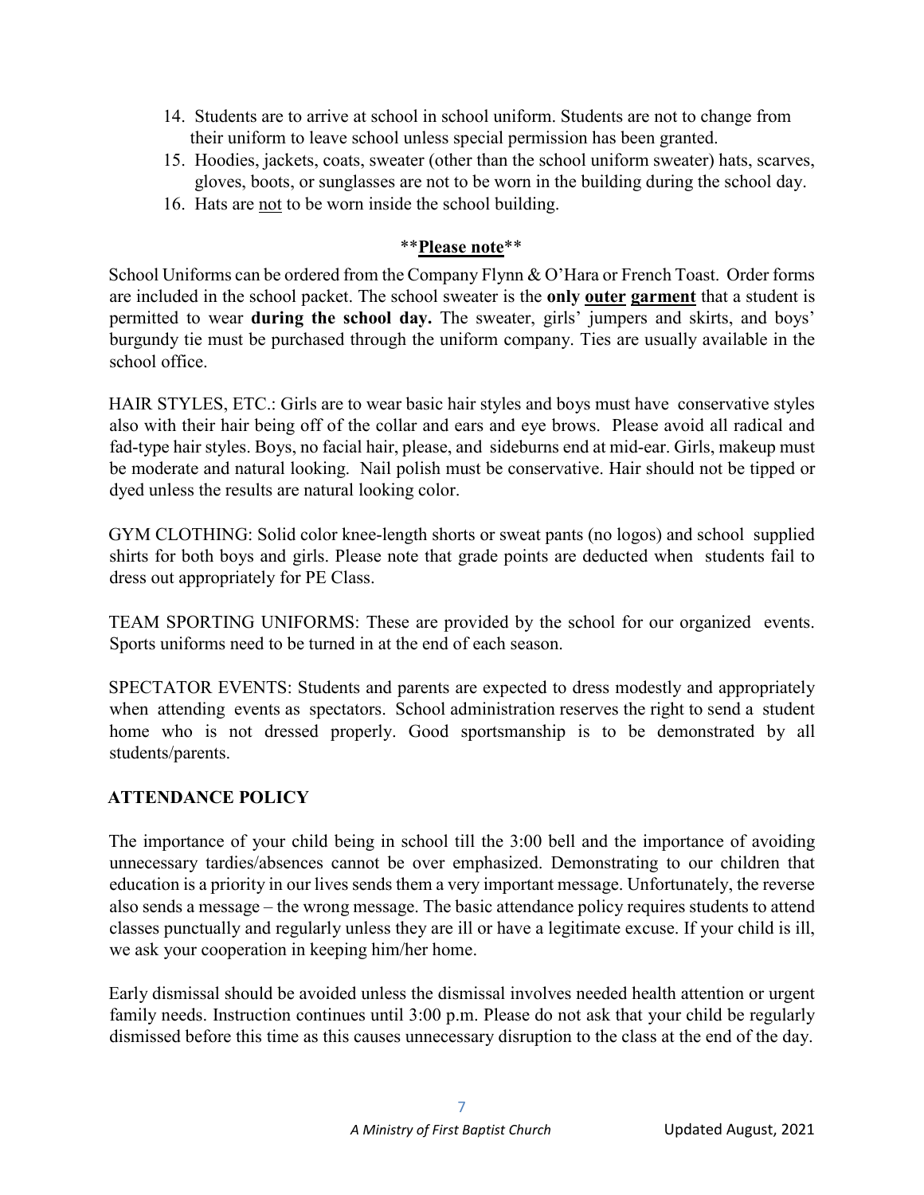14. Students are to arrive at school in school uniform. Students are not to change from their uniform to leave school unless special permission has been granted.
15. Hoodies, jackets, coats, sweater (other than the school uniform sweater) hats, scarves, gloves, boots, or sunglasses are not to be worn in the building during the school day.
16. Hats are <u>not</u> to be worn inside the school building.

**Please note**

School Uniforms can be ordered from the Company Flynn & O'Hara or French Toast. Order forms are included in the school packet. The school sweater is the **only <u>outer</u> <u>garment</u>** that a student is permitted to wear **during the school day.** The sweater, girls' jumpers and skirts, and boys' burgundy tie must be purchased through the uniform company. Ties are usually available in the school office.

HAIR STYLES, ETC.: Girls are to wear basic hair styles and boys must have conservative styles also with their hair being off of the collar and ears and eye brows. Please avoid all radical and fad-type hair styles. Boys, no facial hair, please, and sideburns end at mid-ear. Girls, makeup must be moderate and natural looking. Nail polish must be conservative. Hair should not be tipped or dyed unless the results are natural looking color.

GYM CLOTHING: Solid color knee-length shorts or sweat pants (no logos) and school supplied shirts for both boys and girls. Please note that grade points are deducted when students fail to dress out appropriately for PE Class.

TEAM SPORTING UNIFORMS: These are provided by the school for our organized events. Sports uniforms need to be turned in at the end of each season.

SPECTATOR EVENTS: Students and parents are expected to dress modestly and appropriately when attending events as spectators. School administration reserves the right to send a student home who is not dressed properly. Good sportsmanship is to be demonstrated by all students/parents.

## ATTENDANCE POLICY

The importance of your child being in school till the 3:00 bell and the importance of avoiding unnecessary tardies/absences cannot be over emphasized. Demonstrating to our children that education is a priority in our lives sends them a very important message. Unfortunately, the reverse also sends a message – the wrong message. The basic attendance policy requires students to attend classes punctually and regularly unless they are ill or have a legitimate excuse. If your child is ill, we ask your cooperation in keeping him/her home.

Early dismissal should be avoided unless the dismissal involves needed health attention or urgent family needs. Instruction continues until 3:00 p.m. Please do not ask that your child be regularly dismissed before this time as this causes unnecessary disruption to the class at the end of the day.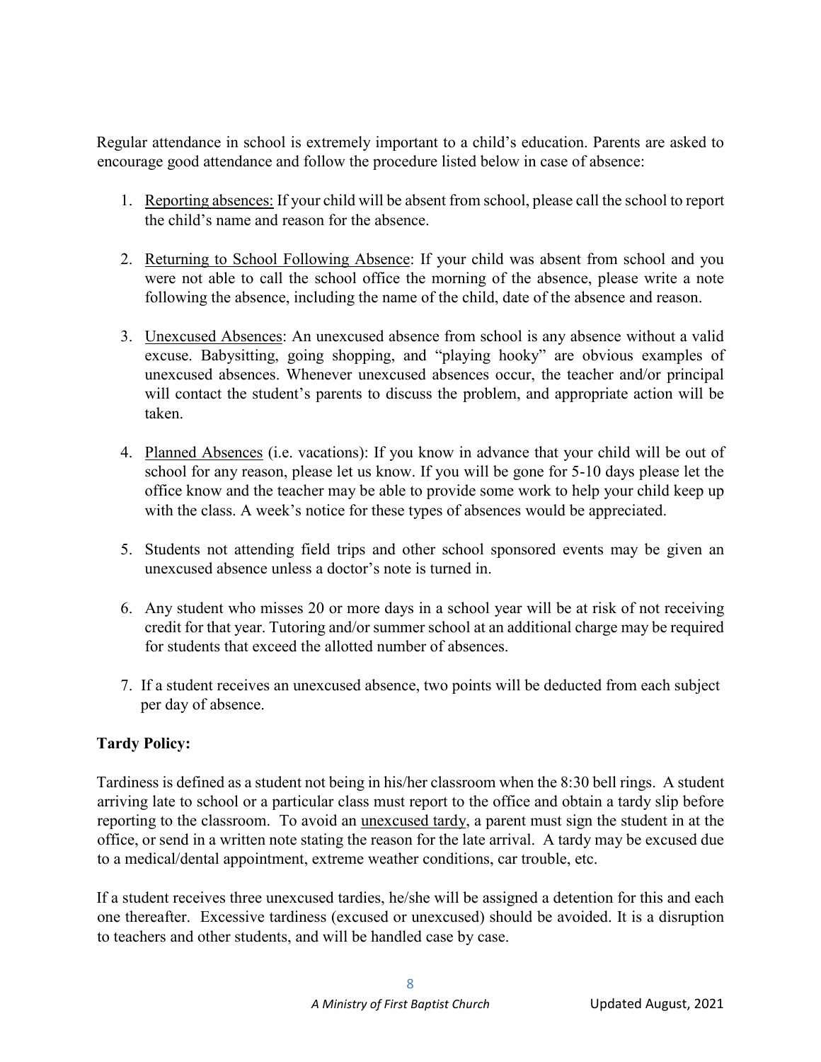Regular attendance in school is extremely important to a child's education. Parents are asked to encourage good attendance and follow the procedure listed below in case of absence:

1. Reporting absences: If your child will be absent from school, please call the school to report the child's name and reason for the absence.

2. Returning to School Following Absence: If your child was absent from school and you were not able to call the school office the morning of the absence, please write a note following the absence, including the name of the child, date of the absence and reason.

3. Unexcused Absences: An unexcused absence from school is any absence without a valid excuse. Babysitting, going shopping, and "playing hooky" are obvious examples of unexcused absences. Whenever unexcused absences occur, the teacher and/or principal will contact the student's parents to discuss the problem, and appropriate action will be taken.

4. Planned Absences (i.e. vacations): If you know in advance that your child will be out of school for any reason, please let us know. If you will be gone for 5-10 days please let the office know and the teacher may be able to provide some work to help your child keep up with the class. A week's notice for these types of absences would be appreciated.

5. Students not attending field trips and other school sponsored events may be given an unexcused absence unless a doctor's note is turned in.

6. Any student who misses 20 or more days in a school year will be at risk of not receiving credit for that year. Tutoring and/or summer school at an additional charge may be required for students that exceed the allotted number of absences.

7. If a student receives an unexcused absence, two points will be deducted from each subject per day of absence.

**Tardy Policy:**

Tardiness is defined as a student not being in his/her classroom when the 8:30 bell rings. A student arriving late to school or a particular class must report to the office and obtain a tardy slip before reporting to the classroom. To avoid an unexcused tardy, a parent must sign the student in at the office, or send in a written note stating the reason for the late arrival. A tardy may be excused due to a medical/dental appointment, extreme weather conditions, car trouble, etc.

If a student receives three unexcused tardies, he/she will be assigned a detention for this and each one thereafter. Excessive tardiness (excused or unexcused) should be avoided. It is a disruption to teachers and other students, and will be handled case by case.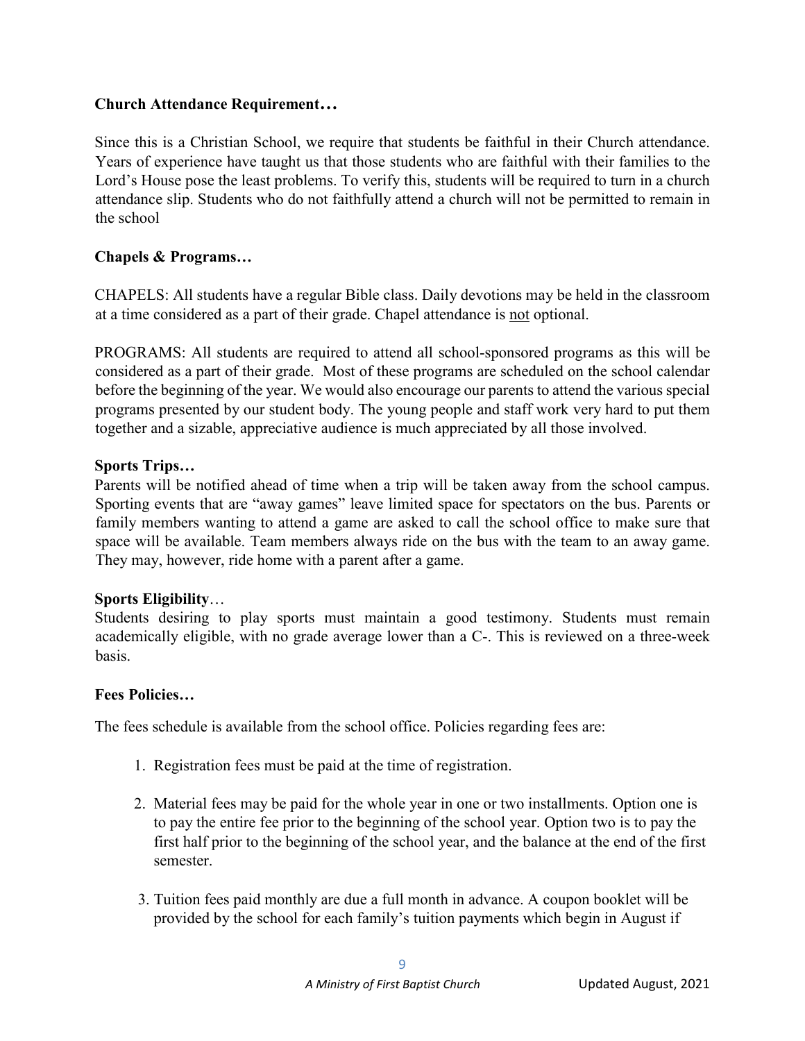**Church Attendance Requirement…**

Since this is a Christian School, we require that students be faithful in their Church attendance. Years of experience have taught us that those students who are faithful with their families to the Lord's House pose the least problems. To verify this, students will be required to turn in a church attendance slip. Students who do not faithfully attend a church will not be permitted to remain in the school

**Chapels & Programs…**

CHAPELS: All students have a regular Bible class. Daily devotions may be held in the classroom at a time considered as a part of their grade. Chapel attendance is <u>not</u> optional.

PROGRAMS: All students are required to attend all school-sponsored programs as this will be considered as a part of their grade. Most of these programs are scheduled on the school calendar before the beginning of the year. We would also encourage our parents to attend the various special programs presented by our student body. The young people and staff work very hard to put them together and a sizable, appreciative audience is much appreciated by all those involved.

**Sports Trips…**

Parents will be notified ahead of time when a trip will be taken away from the school campus. Sporting events that are "away games" leave limited space for spectators on the bus. Parents or family members wanting to attend a game are asked to call the school office to make sure that space will be available. Team members always ride on the bus with the team to an away game. They may, however, ride home with a parent after a game.

**Sports Eligibility**…

Students desiring to play sports must maintain a good testimony. Students must remain academically eligible, with no grade average lower than a C-. This is reviewed on a three-week basis.

**Fees Policies…**

The fees schedule is available from the school office. Policies regarding fees are:

1. Registration fees must be paid at the time of registration.

2. Material fees may be paid for the whole year in one or two installments. Option one is to pay the entire fee prior to the beginning of the school year. Option two is to pay the first half prior to the beginning of the school year, and the balance at the end of the first semester.

3. Tuition fees paid monthly are due a full month in advance. A coupon booklet will be provided by the school for each family's tuition payments which begin in August if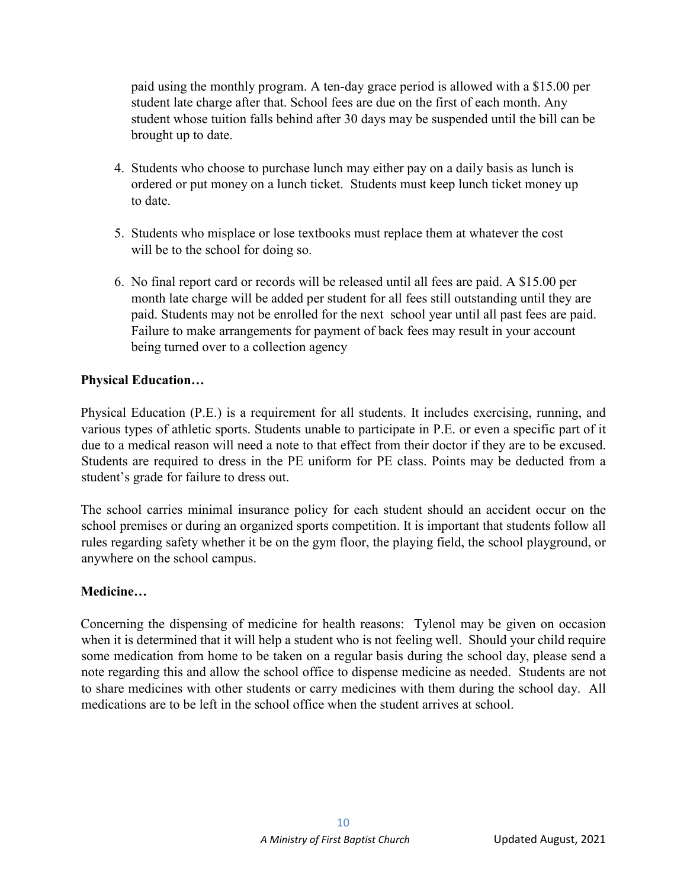paid using the monthly program. A ten-day grace period is allowed with a $15.00 per student late charge after that. School fees are due on the first of each month. Any student whose tuition falls behind after 30 days may be suspended until the bill can be brought up to date.

4. Students who choose to purchase lunch may either pay on a daily basis as lunch is ordered or put money on a lunch ticket. Students must keep lunch ticket money up to date.

5. Students who misplace or lose textbooks must replace them at whatever the cost will be to the school for doing so.

6. No final report card or records will be released until all fees are paid. A $15.00 per month late charge will be added per student for all fees still outstanding until they are paid. Students may not be enrolled for the next school year until all past fees are paid. Failure to make arrangements for payment of back fees may result in your account being turned over to a collection agency

**Physical Education…**

Physical Education (P.E.) is a requirement for all students. It includes exercising, running, and various types of athletic sports. Students unable to participate in P.E. or even a specific part of it due to a medical reason will need a note to that effect from their doctor if they are to be excused. Students are required to dress in the PE uniform for PE class. Points may be deducted from a student's grade for failure to dress out.

The school carries minimal insurance policy for each student should an accident occur on the school premises or during an organized sports competition. It is important that students follow all rules regarding safety whether it be on the gym floor, the playing field, the school playground, or anywhere on the school campus.

**Medicine…**

Concerning the dispensing of medicine for health reasons: Tylenol may be given on occasion when it is determined that it will help a student who is not feeling well. Should your child require some medication from home to be taken on a regular basis during the school day, please send a note regarding this and allow the school office to dispense medicine as needed. Students are not to share medicines with other students or carry medicines with them during the school day. All medications are to be left in the school office when the student arrives at school.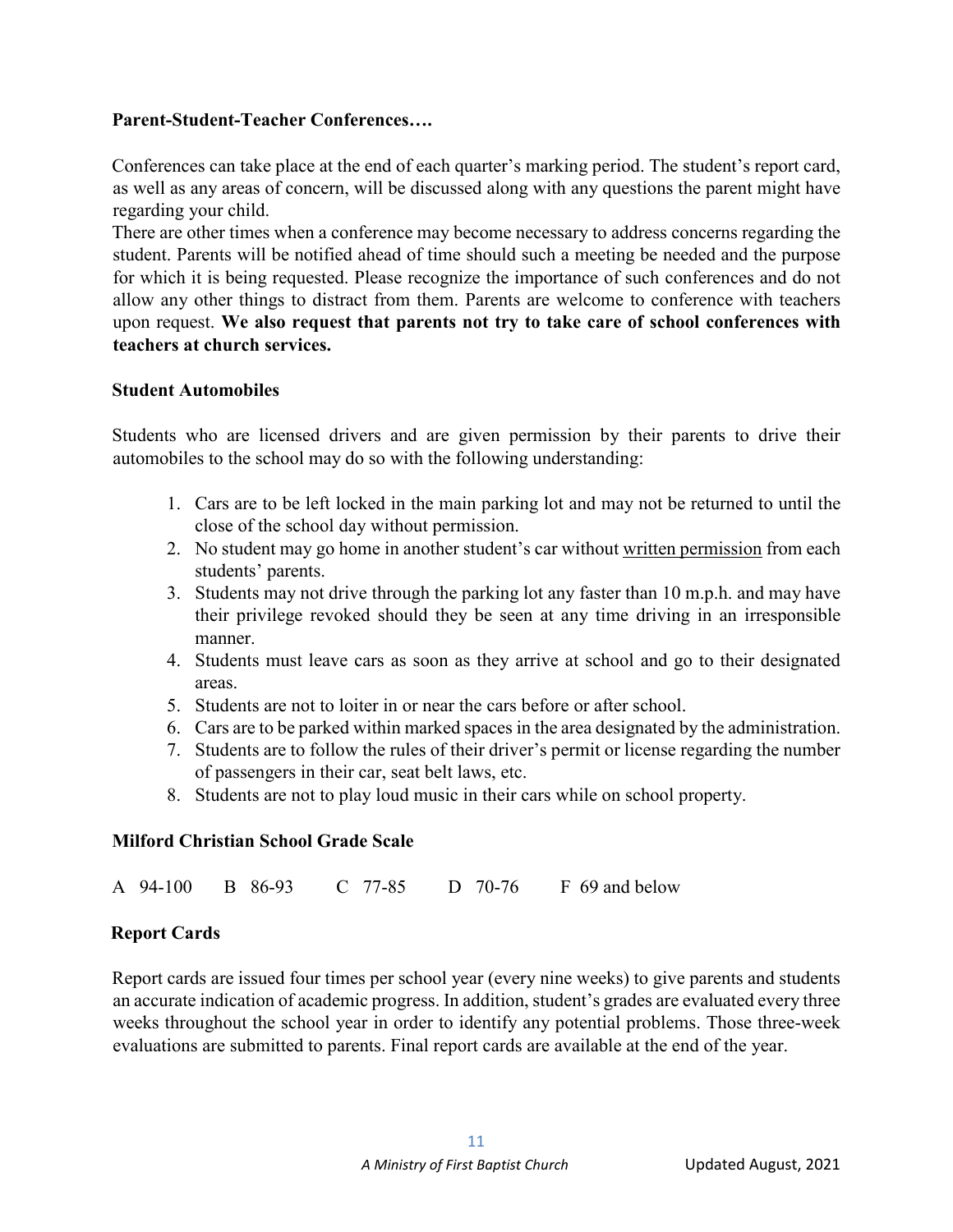**Parent-Student-Teacher Conferences….**

Conferences can take place at the end of each quarter's marking period. The student's report card, as well as any areas of concern, will be discussed along with any questions the parent might have regarding your child.
There are other times when a conference may become necessary to address concerns regarding the student. Parents will be notified ahead of time should such a meeting be needed and the purpose for which it is being requested. Please recognize the importance of such conferences and do not allow any other things to distract from them. Parents are welcome to conference with teachers upon request. **We also request that parents not try to take care of school conferences with teachers at church services.**

**Student Automobiles**

Students who are licensed drivers and are given permission by their parents to drive their automobiles to the school may do so with the following understanding:

1. Cars are to be left locked in the main parking lot and may not be returned to until the close of the school day without permission.
2. No student may go home in another student's car without <u>written permission</u> from each students' parents.
3. Students may not drive through the parking lot any faster than 10 m.p.h. and may have their privilege revoked should they be seen at any time driving in an irresponsible manner.
4. Students must leave cars as soon as they arrive at school and go to their designated areas.
5. Students are not to loiter in or near the cars before or after school.
6. Cars are to be parked within marked spaces in the area designated by the administration.
7. Students are to follow the rules of their driver's permit or license regarding the number of passengers in their car, seat belt laws, etc.
8. Students are not to play loud music in their cars while on school property.

**Milford Christian School Grade Scale**

A 94-100 B 86-93 C 77-85 D 70-76 F 69 and below

**Report Cards**

Report cards are issued four times per school year (every nine weeks) to give parents and students an accurate indication of academic progress. In addition, student's grades are evaluated every three weeks throughout the school year in order to identify any potential problems. Those three-week evaluations are submitted to parents. Final report cards are available at the end of the year.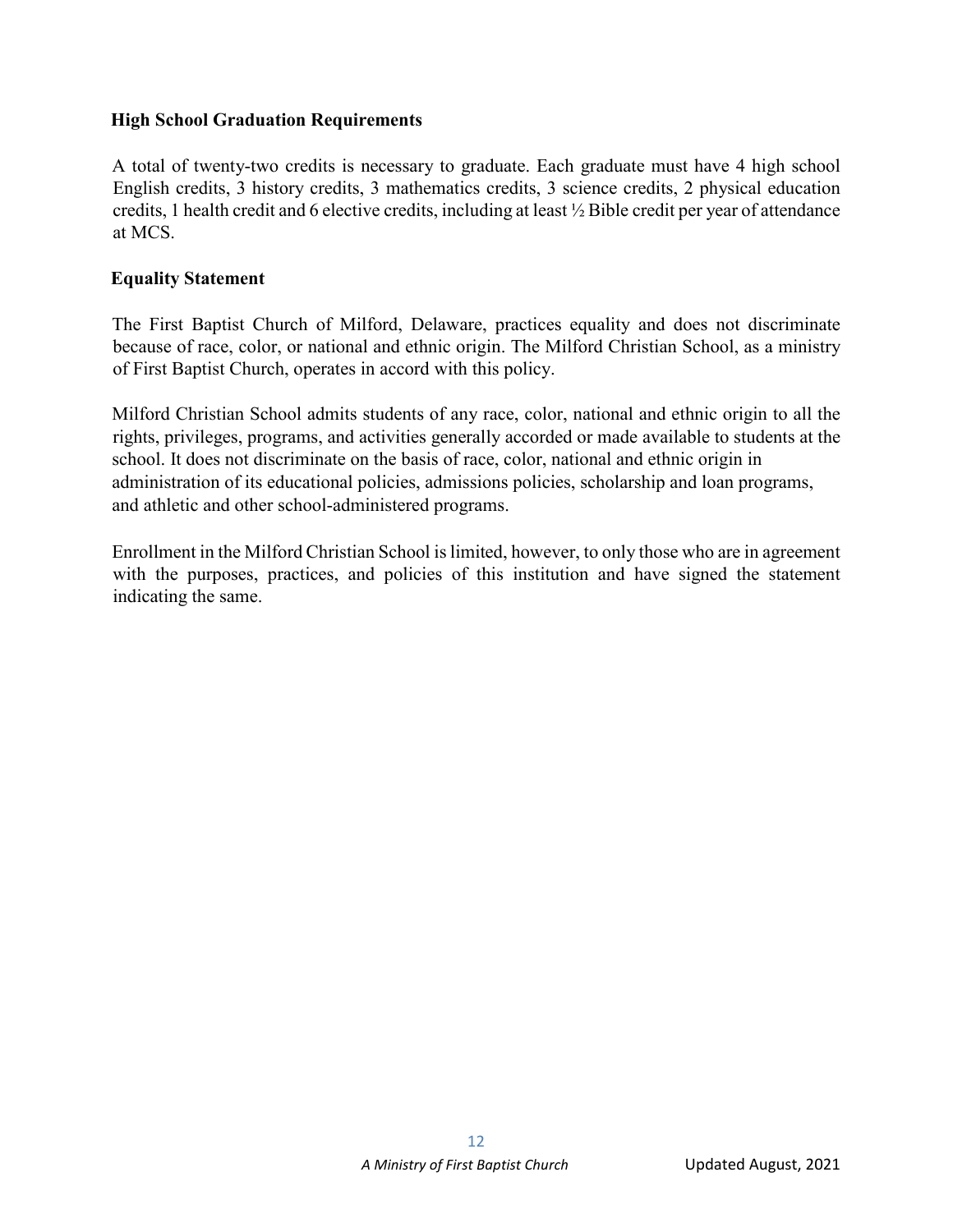**High School Graduation Requirements**

A total of twenty-two credits is necessary to graduate. Each graduate must have 4 high school English credits, 3 history credits, 3 mathematics credits, 3 science credits, 2 physical education credits, 1 health credit and 6 elective credits, including at least ½ Bible credit per year of attendance at MCS.

**Equality Statement**

The First Baptist Church of Milford, Delaware, practices equality and does not discriminate because of race, color, or national and ethnic origin. The Milford Christian School, as a ministry of First Baptist Church, operates in accord with this policy.

Milford Christian School admits students of any race, color, national and ethnic origin to all the rights, privileges, programs, and activities generally accorded or made available to students at the school. It does not discriminate on the basis of race, color, national and ethnic origin in administration of its educational policies, admissions policies, scholarship and loan programs, and athletic and other school-administered programs.

Enrollment in the Milford Christian School is limited, however, to only those who are in agreement with the purposes, practices, and policies of this institution and have signed the statement indicating the same.